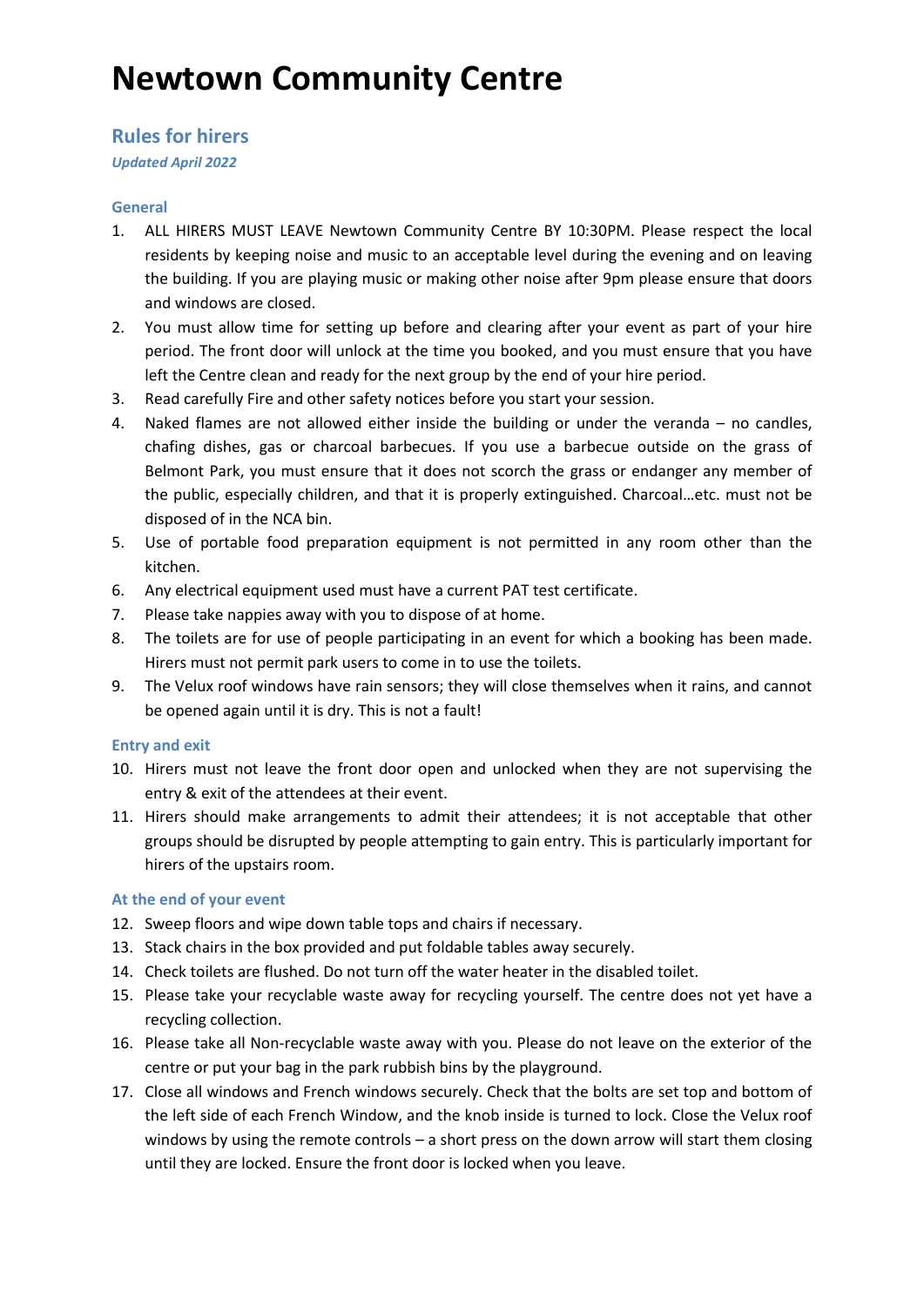# Newtown Community Centre

## Rules for hirers

*Updated April 2022*

### General

1. ALL HIRERS MUST LEAVE Newtown Community Centre BY 10:30PM. Please respect the local residents by keeping noise and music to an acceptable level during the evening and on leaving the building. If you are playing music or making other noise after 9pm please ensure that doors and windows are closed.
2. You must allow time for setting up before and clearing after your event as part of your hire period. The front door will unlock at the time you booked, and you must ensure that you have left the Centre clean and ready for the next group by the end of your hire period.
3. Read carefully Fire and other safety notices before you start your session.
4. Naked flames are not allowed either inside the building or under the veranda – no candles, chafing dishes, gas or charcoal barbecues. If you use a barbecue outside on the grass of Belmont Park, you must ensure that it does not scorch the grass or endanger any member of the public, especially children, and that it is properly extinguished. Charcoal…etc. must not be disposed of in the NCA bin.
5. Use of portable food preparation equipment is not permitted in any room other than the kitchen.
6. Any electrical equipment used must have a current PAT test certificate.
7. Please take nappies away with you to dispose of at home.
8. The toilets are for use of people participating in an event for which a booking has been made. Hirers must not permit park users to come in to use the toilets.
9. The Velux roof windows have rain sensors; they will close themselves when it rains, and cannot be opened again until it is dry. This is not a fault!

### Entry and exit

10. Hirers must not leave the front door open and unlocked when they are not supervising the entry & exit of the attendees at their event.
11. Hirers should make arrangements to admit their attendees; it is not acceptable that other groups should be disrupted by people attempting to gain entry. This is particularly important for hirers of the upstairs room.

### At the end of your event

12. Sweep floors and wipe down table tops and chairs if necessary.
13. Stack chairs in the box provided and put foldable tables away securely.
14. Check toilets are flushed. Do not turn off the water heater in the disabled toilet.
15. Please take your recyclable waste away for recycling yourself. The centre does not yet have a recycling collection.
16. Please take all Non-recyclable waste away with you. Please do not leave on the exterior of the centre or put your bag in the park rubbish bins by the playground.
17. Close all windows and French windows securely. Check that the bolts are set top and bottom of the left side of each French Window, and the knob inside is turned to lock. Close the Velux roof windows by using the remote controls – a short press on the down arrow will start them closing until they are locked. Ensure the front door is locked when you leave.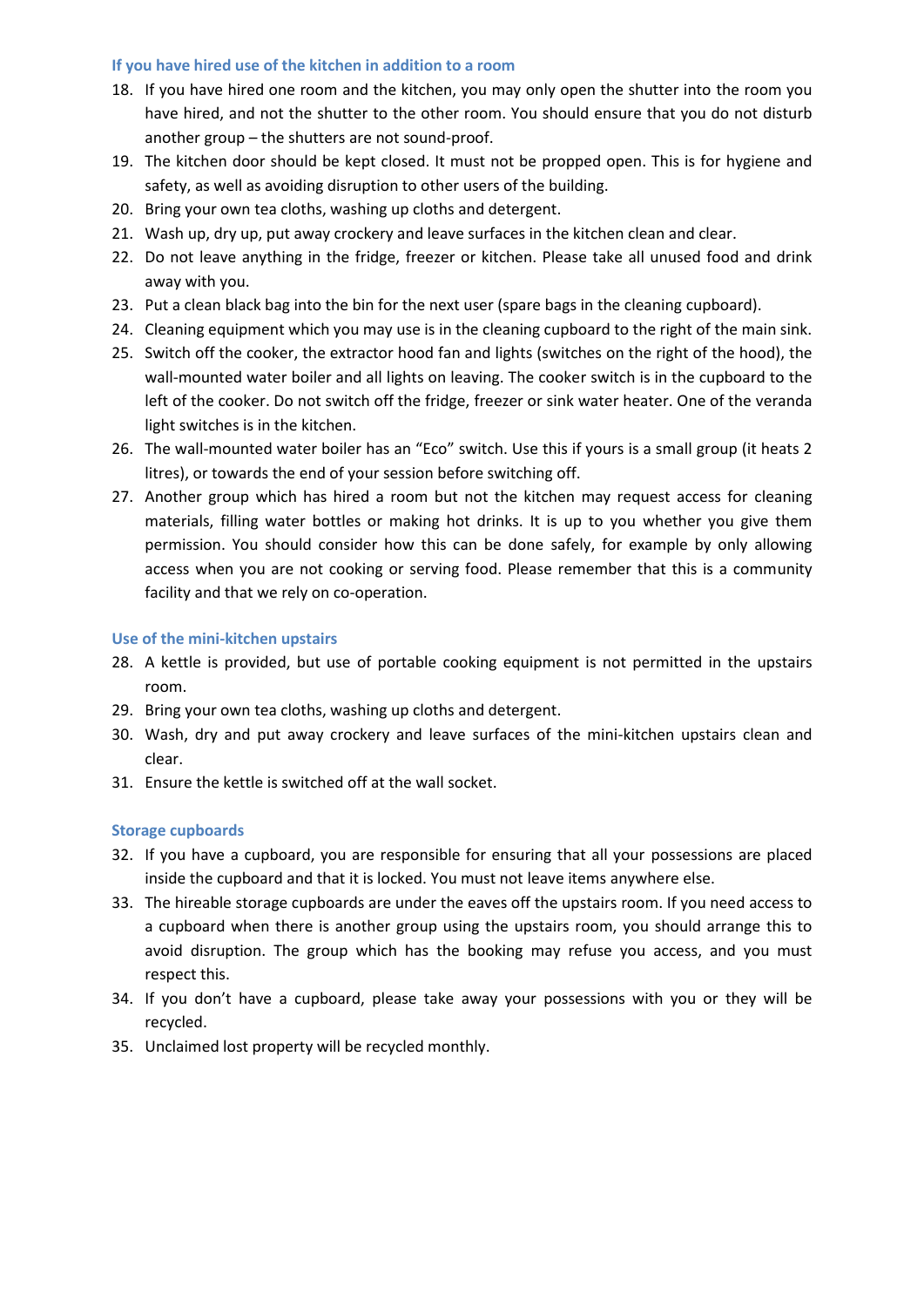### If you have hired use of the kitchen in addition to a room

18. If you have hired one room and the kitchen, you may only open the shutter into the room you have hired, and not the shutter to the other room. You should ensure that you do not disturb another group – the shutters are not sound-proof.
19. The kitchen door should be kept closed. It must not be propped open. This is for hygiene and safety, as well as avoiding disruption to other users of the building.
20. Bring your own tea cloths, washing up cloths and detergent.
21. Wash up, dry up, put away crockery and leave surfaces in the kitchen clean and clear.
22. Do not leave anything in the fridge, freezer or kitchen. Please take all unused food and drink away with you.
23. Put a clean black bag into the bin for the next user (spare bags in the cleaning cupboard).
24. Cleaning equipment which you may use is in the cleaning cupboard to the right of the main sink.
25. Switch off the cooker, the extractor hood fan and lights (switches on the right of the hood), the wall-mounted water boiler and all lights on leaving. The cooker switch is in the cupboard to the left of the cooker. Do not switch off the fridge, freezer or sink water heater. One of the veranda light switches is in the kitchen.
26. The wall-mounted water boiler has an "Eco" switch. Use this if yours is a small group (it heats 2 litres), or towards the end of your session before switching off.
27. Another group which has hired a room but not the kitchen may request access for cleaning materials, filling water bottles or making hot drinks. It is up to you whether you give them permission. You should consider how this can be done safely, for example by only allowing access when you are not cooking or serving food. Please remember that this is a community facility and that we rely on co-operation.

### Use of the mini-kitchen upstairs

28. A kettle is provided, but use of portable cooking equipment is not permitted in the upstairs room.
29. Bring your own tea cloths, washing up cloths and detergent.
30. Wash, dry and put away crockery and leave surfaces of the mini-kitchen upstairs clean and clear.
31. Ensure the kettle is switched off at the wall socket.

### Storage cupboards

32. If you have a cupboard, you are responsible for ensuring that all your possessions are placed inside the cupboard and that it is locked. You must not leave items anywhere else.
33. The hireable storage cupboards are under the eaves off the upstairs room. If you need access to a cupboard when there is another group using the upstairs room, you should arrange this to avoid disruption. The group which has the booking may refuse you access, and you must respect this.
34. If you don't have a cupboard, please take away your possessions with you or they will be recycled.
35. Unclaimed lost property will be recycled monthly.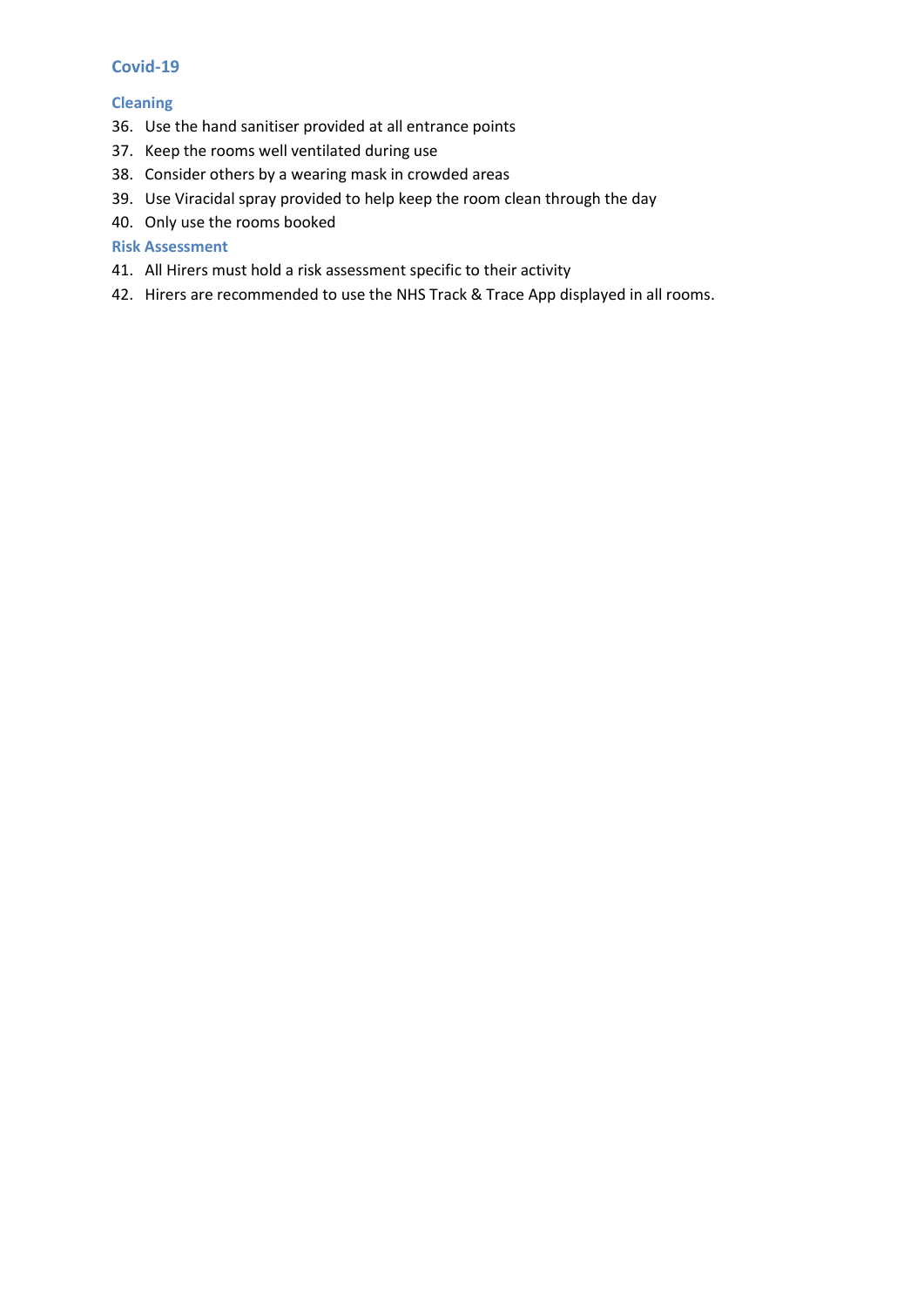## Covid-19

### Cleaning

36. Use the hand sanitiser provided at all entrance points
37. Keep the rooms well ventilated during use
38. Consider others by a wearing mask in crowded areas
39. Use Viracidal spray provided to help keep the room clean through the day
40. Only use the rooms booked

### Risk Assessment

41. All Hirers must hold a risk assessment specific to their activity
42. Hirers are recommended to use the NHS Track & Trace App displayed in all rooms.